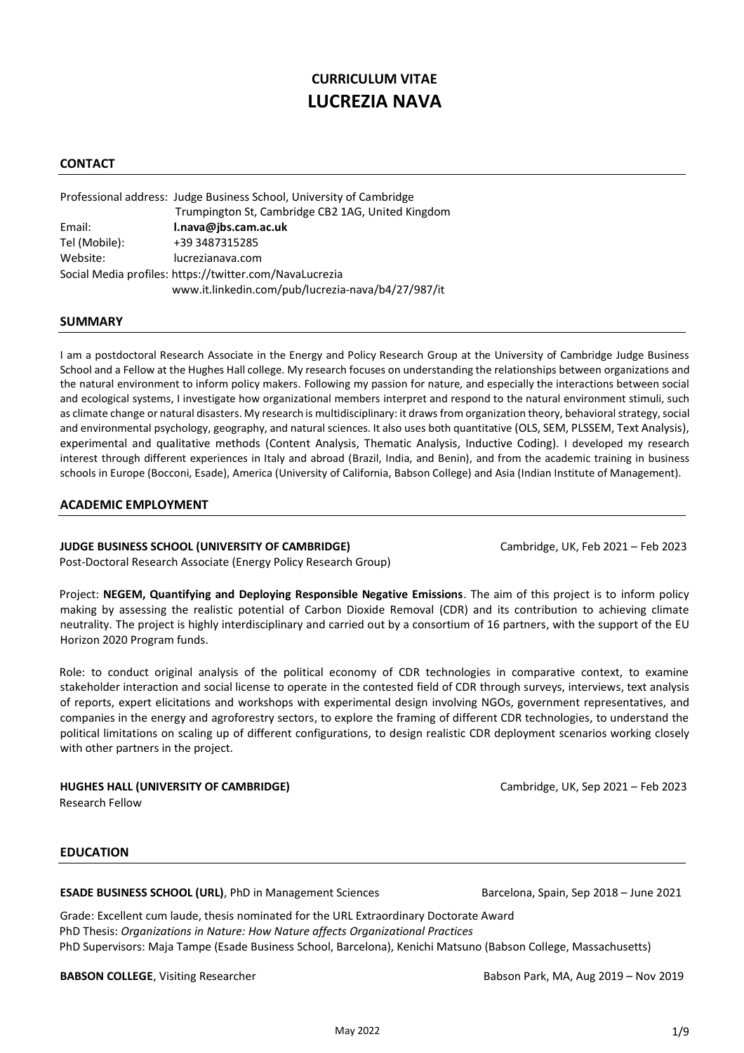# CURRICULUM VITAE
# LUCREZIA NAVA

## CONTACT

Professional address: Judge Business School, University of Cambridge
Trumpington St, Cambridge CB2 1AG, United Kingdom
Email: **l.nava@jbs.cam.ac.uk**
Tel (Mobile): +39 3487315285
Website: lucrezianava.com
Social Media profiles: https://twitter.com/NavaLucrezia
www.it.linkedin.com/pub/lucrezia-nava/b4/27/987/it

## SUMMARY

I am a postdoctoral Research Associate in the Energy and Policy Research Group at the University of Cambridge Judge Business School and a Fellow at the Hughes Hall college. My research focuses on understanding the relationships between organizations and the natural environment to inform policy makers. Following my passion for nature, and especially the interactions between social and ecological systems, I investigate how organizational members interpret and respond to the natural environment stimuli, such as climate change or natural disasters. My research is multidisciplinary: it draws from organization theory, behavioral strategy, social and environmental psychology, geography, and natural sciences. It also uses both quantitative (OLS, SEM, PLSSEM, Text Analysis), experimental and qualitative methods (Content Analysis, Thematic Analysis, Inductive Coding). I developed my research interest through different experiences in Italy and abroad (Brazil, India, and Benin), and from the academic training in business schools in Europe (Bocconi, Esade), America (University of California, Babson College) and Asia (Indian Institute of Management).

## ACADEMIC EMPLOYMENT

**JUDGE BUSINESS SCHOOL (UNIVERSITY OF CAMBRIDGE)** — Cambridge, UK, Feb 2021 – Feb 2023
Post-Doctoral Research Associate (Energy Policy Research Group)

Project: **NEGEM, Quantifying and Deploying Responsible Negative Emissions**. The aim of this project is to inform policy making by assessing the realistic potential of Carbon Dioxide Removal (CDR) and its contribution to achieving climate neutrality. The project is highly interdisciplinary and carried out by a consortium of 16 partners, with the support of the EU Horizon 2020 Program funds.

Role: to conduct original analysis of the political economy of CDR technologies in comparative context, to examine stakeholder interaction and social license to operate in the contested field of CDR through surveys, interviews, text analysis of reports, expert elicitations and workshops with experimental design involving NGOs, government representatives, and companies in the energy and agroforestry sectors, to explore the framing of different CDR technologies, to understand the political limitations on scaling up of different configurations, to design realistic CDR deployment scenarios working closely with other partners in the project.

**HUGHES HALL (UNIVERSITY OF CAMBRIDGE)** — Cambridge, UK, Sep 2021 – Feb 2023
Research Fellow

## EDUCATION

**ESADE BUSINESS SCHOOL (URL)**, PhD in Management Sciences — Barcelona, Spain, Sep 2018 – June 2021

Grade: Excellent cum laude, thesis nominated for the URL Extraordinary Doctorate Award
PhD Thesis: *Organizations in Nature: How Nature affects Organizational Practices*
PhD Supervisors: Maja Tampe (Esade Business School, Barcelona), Kenichi Matsuno (Babson College, Massachusetts)

**BABSON COLLEGE**, Visiting Researcher — Babson Park, MA, Aug 2019 – Nov 2019

May 2022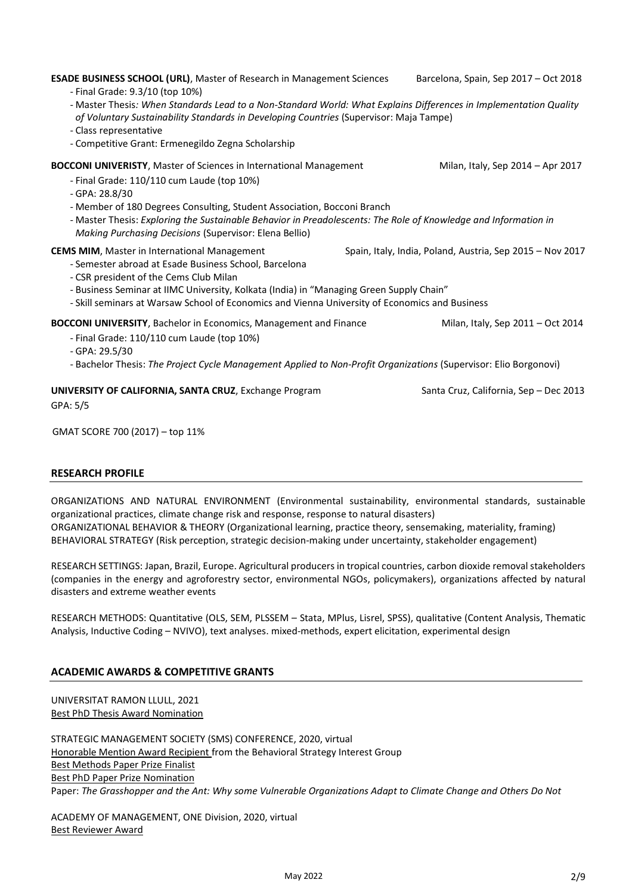**ESADE BUSINESS SCHOOL (URL)**, Master of Research in Management Sciences Barcelona, Spain, Sep 2017 – Oct 2018

- Final Grade: 9.3/10 (top 10%)
- Master Thesis*: When Standards Lead to a Non-Standard World: What Explains Differences in Implementation Quality of Voluntary Sustainability Standards in Developing Countries* (Supervisor: Maja Tampe)
- Class representative
- Competitive Grant: Ermenegildo Zegna Scholarship

**BOCCONI UNIVERISTY**, Master of Sciences in International Management Milan, Italy, Sep 2014 – Apr 2017

- Final Grade: 110/110 cum Laude (top 10%)
- GPA: 28.8/30
- Member of 180 Degrees Consulting, Student Association, Bocconi Branch
- Master Thesis: *Exploring the Sustainable Behavior in Preadolescents: The Role of Knowledge and Information in Making Purchasing Decisions* (Supervisor: Elena Bellio)

**CEMS MIM**, Master in International Management Spain, Italy, India, Poland, Austria, Sep 2015 – Nov 2017

- Semester abroad at Esade Business School, Barcelona
- CSR president of the Cems Club Milan
- Business Seminar at IIMC University, Kolkata (India) in "Managing Green Supply Chain"
- Skill seminars at Warsaw School of Economics and Vienna University of Economics and Business

**BOCCONI UNIVERSITY**, Bachelor in Economics, Management and Finance Milan, Italy, Sep 2011 – Oct 2014

- Final Grade: 110/110 cum Laude (top 10%)
- GPA: 29.5/30
- Bachelor Thesis: *The Project Cycle Management Applied to Non-Profit Organizations* (Supervisor: Elio Borgonovi)

**UNIVERSITY OF CALIFORNIA, SANTA CRUZ**, Exchange Program Santa Cruz, California, Sep – Dec 2013

GPA: 5/5

GMAT SCORE 700 (2017) – top 11%

## RESEARCH PROFILE

ORGANIZATIONS AND NATURAL ENVIRONMENT (Environmental sustainability, environmental standards, sustainable organizational practices, climate change risk and response, response to natural disasters)
ORGANIZATIONAL BEHAVIOR & THEORY (Organizational learning, practice theory, sensemaking, materiality, framing)
BEHAVIORAL STRATEGY (Risk perception, strategic decision-making under uncertainty, stakeholder engagement)

RESEARCH SETTINGS: Japan, Brazil, Europe. Agricultural producers in tropical countries, carbon dioxide removal stakeholders (companies in the energy and agroforestry sector, environmental NGOs, policymakers), organizations affected by natural disasters and extreme weather events

RESEARCH METHODS: Quantitative (OLS, SEM, PLSSEM – Stata, MPlus, Lisrel, SPSS), qualitative (Content Analysis, Thematic Analysis, Inductive Coding – NVIVO), text analyses. mixed-methods, expert elicitation, experimental design

## ACADEMIC AWARDS & COMPETITIVE GRANTS

UNIVERSITAT RAMON LLULL, 2021
Best PhD Thesis Award Nomination

STRATEGIC MANAGEMENT SOCIETY (SMS) CONFERENCE, 2020, virtual
Honorable Mention Award Recipient from the Behavioral Strategy Interest Group
Best Methods Paper Prize Finalist
Best PhD Paper Prize Nomination
Paper: *The Grasshopper and the Ant: Why some Vulnerable Organizations Adapt to Climate Change and Others Do Not*

ACADEMY OF MANAGEMENT, ONE Division, 2020, virtual
Best Reviewer Award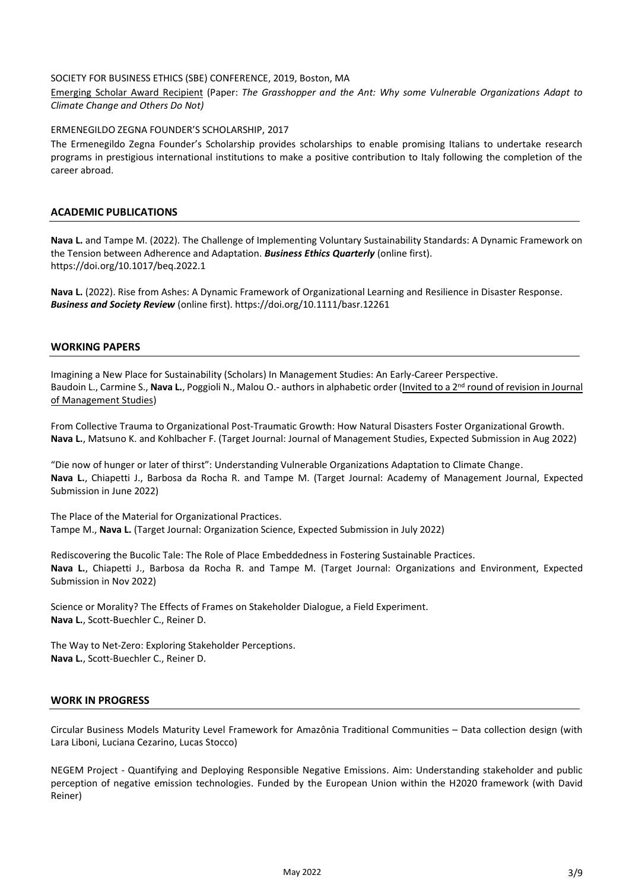SOCIETY FOR BUSINESS ETHICS (SBE) CONFERENCE, 2019, Boston, MA

Emerging Scholar Award Recipient (Paper: *The Grasshopper and the Ant: Why some Vulnerable Organizations Adapt to Climate Change and Others Do Not)*

ERMENEGILDO ZEGNA FOUNDER'S SCHOLARSHIP, 2017

The Ermenegildo Zegna Founder's Scholarship provides scholarships to enable promising Italians to undertake research programs in prestigious international institutions to make a positive contribution to Italy following the completion of the career abroad.

## ACADEMIC PUBLICATIONS

**Nava L.** and Tampe M. (2022). The Challenge of Implementing Voluntary Sustainability Standards: A Dynamic Framework on the Tension between Adherence and Adaptation. ***Business Ethics Quarterly*** (online first). https://doi.org/10.1017/beq.2022.1

**Nava L.** (2022). Rise from Ashes: A Dynamic Framework of Organizational Learning and Resilience in Disaster Response. ***Business and Society Review*** (online first). https://doi.org/10.1111/basr.12261

## WORKING PAPERS

Imagining a New Place for Sustainability (Scholars) In Management Studies: An Early-Career Perspective.
Baudoin L., Carmine S., **Nava L.**, Poggioli N., Malou O.- authors in alphabetic order (Invited to a 2nd round of revision in Journal of Management Studies)

From Collective Trauma to Organizational Post-Traumatic Growth: How Natural Disasters Foster Organizational Growth.
**Nava L.**, Matsuno K. and Kohlbacher F. (Target Journal: Journal of Management Studies, Expected Submission in Aug 2022)

"Die now of hunger or later of thirst": Understanding Vulnerable Organizations Adaptation to Climate Change.
**Nava L.**, Chiapetti J., Barbosa da Rocha R. and Tampe M. (Target Journal: Academy of Management Journal, Expected Submission in June 2022)

The Place of the Material for Organizational Practices.
Tampe M., **Nava L.** (Target Journal: Organization Science, Expected Submission in July 2022)

Rediscovering the Bucolic Tale: The Role of Place Embeddedness in Fostering Sustainable Practices.
**Nava L.**, Chiapetti J., Barbosa da Rocha R. and Tampe M. (Target Journal: Organizations and Environment, Expected Submission in Nov 2022)

Science or Morality? The Effects of Frames on Stakeholder Dialogue, a Field Experiment.
**Nava L.**, Scott-Buechler C., Reiner D.

The Way to Net-Zero: Exploring Stakeholder Perceptions.
**Nava L.**, Scott-Buechler C., Reiner D.

## WORK IN PROGRESS

Circular Business Models Maturity Level Framework for Amazônia Traditional Communities – Data collection design (with Lara Liboni, Luciana Cezarino, Lucas Stocco)

NEGEM Project - Quantifying and Deploying Responsible Negative Emissions. Aim: Understanding stakeholder and public perception of negative emission technologies. Funded by the European Union within the H2020 framework (with David Reiner)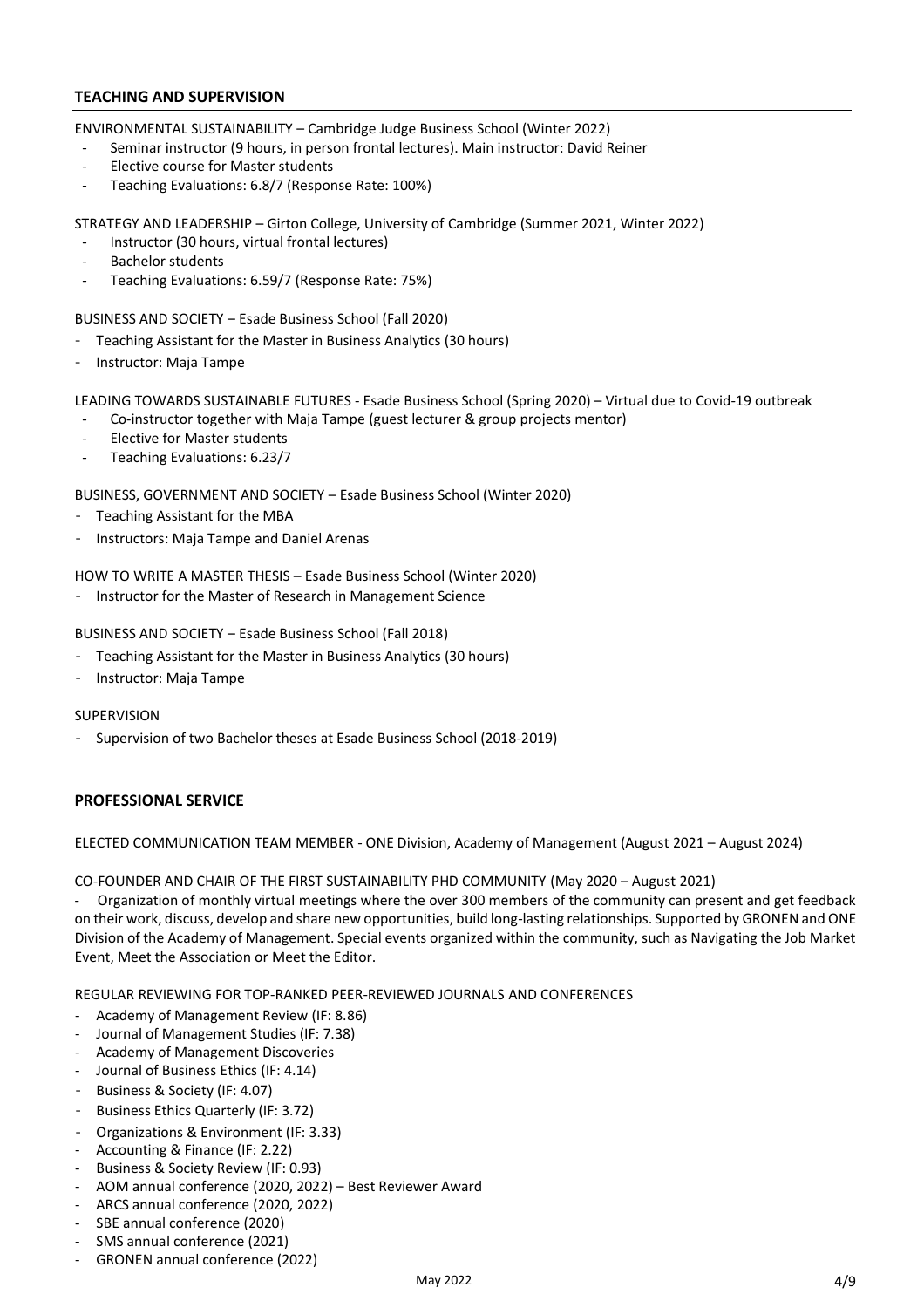## TEACHING AND SUPERVISION

ENVIRONMENTAL SUSTAINABILITY – Cambridge Judge Business School (Winter 2022)

- Seminar instructor (9 hours, in person frontal lectures). Main instructor: David Reiner
- Elective course for Master students
- Teaching Evaluations: 6.8/7 (Response Rate: 100%)

STRATEGY AND LEADERSHIP – Girton College, University of Cambridge (Summer 2021, Winter 2022)

- Instructor (30 hours, virtual frontal lectures)
- Bachelor students
- Teaching Evaluations: 6.59/7 (Response Rate: 75%)

BUSINESS AND SOCIETY – Esade Business School (Fall 2020)

- Teaching Assistant for the Master in Business Analytics (30 hours)
- Instructor: Maja Tampe

LEADING TOWARDS SUSTAINABLE FUTURES - Esade Business School (Spring 2020) – Virtual due to Covid-19 outbreak

- Co-instructor together with Maja Tampe (guest lecturer & group projects mentor)
- Elective for Master students
- Teaching Evaluations: 6.23/7

BUSINESS, GOVERNMENT AND SOCIETY – Esade Business School (Winter 2020)

- Teaching Assistant for the MBA
- Instructors: Maja Tampe and Daniel Arenas

HOW TO WRITE A MASTER THESIS – Esade Business School (Winter 2020)

- Instructor for the Master of Research in Management Science

BUSINESS AND SOCIETY – Esade Business School (Fall 2018)

- Teaching Assistant for the Master in Business Analytics (30 hours)
- Instructor: Maja Tampe

SUPERVISION

- Supervision of two Bachelor theses at Esade Business School (2018-2019)

## PROFESSIONAL SERVICE

ELECTED COMMUNICATION TEAM MEMBER - ONE Division, Academy of Management (August 2021 – August 2024)

CO-FOUNDER AND CHAIR OF THE FIRST SUSTAINABILITY PHD COMMUNITY (May 2020 – August 2021)

- Organization of monthly virtual meetings where the over 300 members of the community can present and get feedback on their work, discuss, develop and share new opportunities, build long-lasting relationships. Supported by GRONEN and ONE Division of the Academy of Management. Special events organized within the community, such as Navigating the Job Market Event, Meet the Association or Meet the Editor.

REGULAR REVIEWING FOR TOP-RANKED PEER-REVIEWED JOURNALS AND CONFERENCES

- Academy of Management Review (IF: 8.86)
- Journal of Management Studies (IF: 7.38)
- Academy of Management Discoveries
- Journal of Business Ethics (IF: 4.14)
- Business & Society (IF: 4.07)
- Business Ethics Quarterly (IF: 3.72)
- Organizations & Environment (IF: 3.33)
- Accounting & Finance (IF: 2.22)
- Business & Society Review (IF: 0.93)
- AOM annual conference (2020, 2022) – Best Reviewer Award
- ARCS annual conference (2020, 2022)
- SBE annual conference (2020)
- SMS annual conference (2021)
- GRONEN annual conference (2022)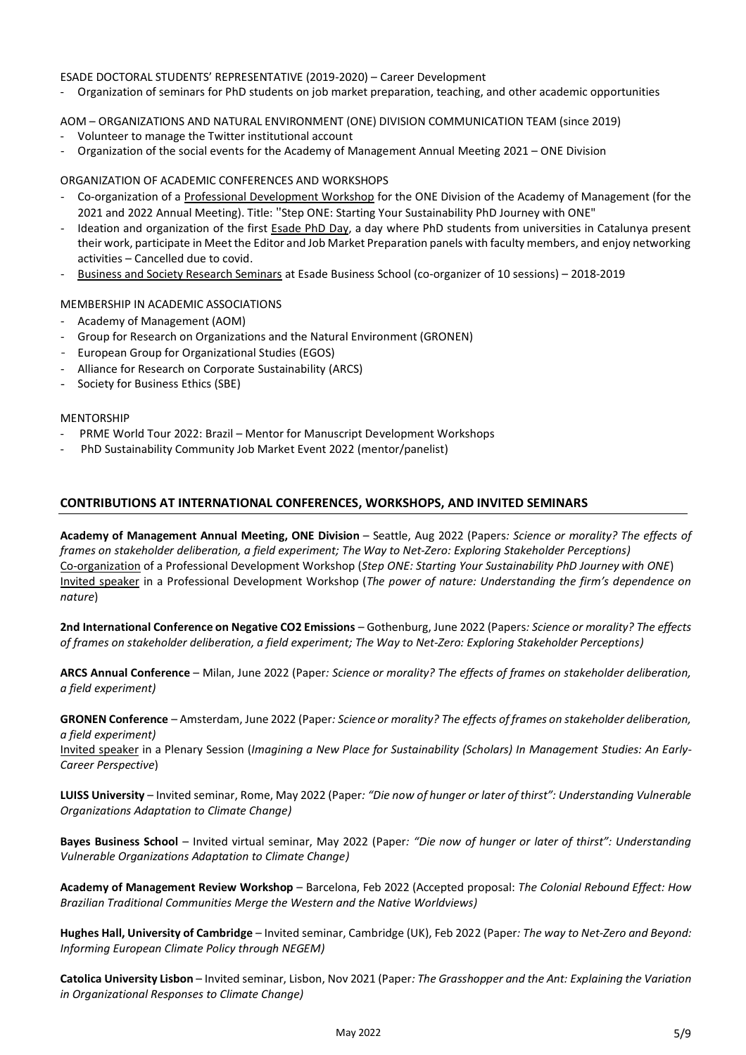ESADE DOCTORAL STUDENTS' REPRESENTATIVE (2019-2020) – Career Development

- Organization of seminars for PhD students on job market preparation, teaching, and other academic opportunities

AOM – ORGANIZATIONS AND NATURAL ENVIRONMENT (ONE) DIVISION COMMUNICATION TEAM (since 2019)

- Volunteer to manage the Twitter institutional account
- Organization of the social events for the Academy of Management Annual Meeting 2021 – ONE Division

ORGANIZATION OF ACADEMIC CONFERENCES AND WORKSHOPS

- Co-organization of a Professional Development Workshop for the ONE Division of the Academy of Management (for the 2021 and 2022 Annual Meeting). Title: "Step ONE: Starting Your Sustainability PhD Journey with ONE"
- Ideation and organization of the first Esade PhD Day, a day where PhD students from universities in Catalunya present their work, participate in Meet the Editor and Job Market Preparation panels with faculty members, and enjoy networking activities – Cancelled due to covid.
- Business and Society Research Seminars at Esade Business School (co-organizer of 10 sessions) – 2018-2019

MEMBERSHIP IN ACADEMIC ASSOCIATIONS

- Academy of Management (AOM)
- Group for Research on Organizations and the Natural Environment (GRONEN)
- European Group for Organizational Studies (EGOS)
- Alliance for Research on Corporate Sustainability (ARCS)
- Society for Business Ethics (SBE)

MENTORSHIP

- PRME World Tour 2022: Brazil – Mentor for Manuscript Development Workshops
- PhD Sustainability Community Job Market Event 2022 (mentor/panelist)

## CONTRIBUTIONS AT INTERNATIONAL CONFERENCES, WORKSHOPS, AND INVITED SEMINARS

**Academy of Management Annual Meeting, ONE Division** – Seattle, Aug 2022 (Papers*: Science or morality? The effects of frames on stakeholder deliberation, a field experiment; The Way to Net-Zero: Exploring Stakeholder Perceptions)*
Co-organization of a Professional Development Workshop (*Step ONE: Starting Your Sustainability PhD Journey with ONE*)
Invited speaker in a Professional Development Workshop (*The power of nature: Understanding the firm's dependence on nature*)

**2nd International Conference on Negative CO2 Emissions** – Gothenburg, June 2022 (Papers*: Science or morality? The effects of frames on stakeholder deliberation, a field experiment; The Way to Net-Zero: Exploring Stakeholder Perceptions)*

**ARCS Annual Conference** – Milan, June 2022 (Paper*: Science or morality? The effects of frames on stakeholder deliberation, a field experiment)*

**GRONEN Conference** – Amsterdam, June 2022 (Paper*: Science or morality? The effects of frames on stakeholder deliberation, a field experiment)*
Invited speaker in a Plenary Session (*Imagining a New Place for Sustainability (Scholars) In Management Studies: An Early-Career Perspective*)

**LUISS University** – Invited seminar, Rome, May 2022 (Paper*: "Die now of hunger or later of thirst": Understanding Vulnerable Organizations Adaptation to Climate Change)*

**Bayes Business School** – Invited virtual seminar, May 2022 (Paper*: "Die now of hunger or later of thirst": Understanding Vulnerable Organizations Adaptation to Climate Change)*

**Academy of Management Review Workshop** – Barcelona, Feb 2022 (Accepted proposal: *The Colonial Rebound Effect: How Brazilian Traditional Communities Merge the Western and the Native Worldviews)*

**Hughes Hall, University of Cambridge** – Invited seminar, Cambridge (UK), Feb 2022 (Paper*: The way to Net-Zero and Beyond: Informing European Climate Policy through NEGEM)*

**Catolica University Lisbon** – Invited seminar, Lisbon, Nov 2021 (Paper*: The Grasshopper and the Ant: Explaining the Variation in Organizational Responses to Climate Change)*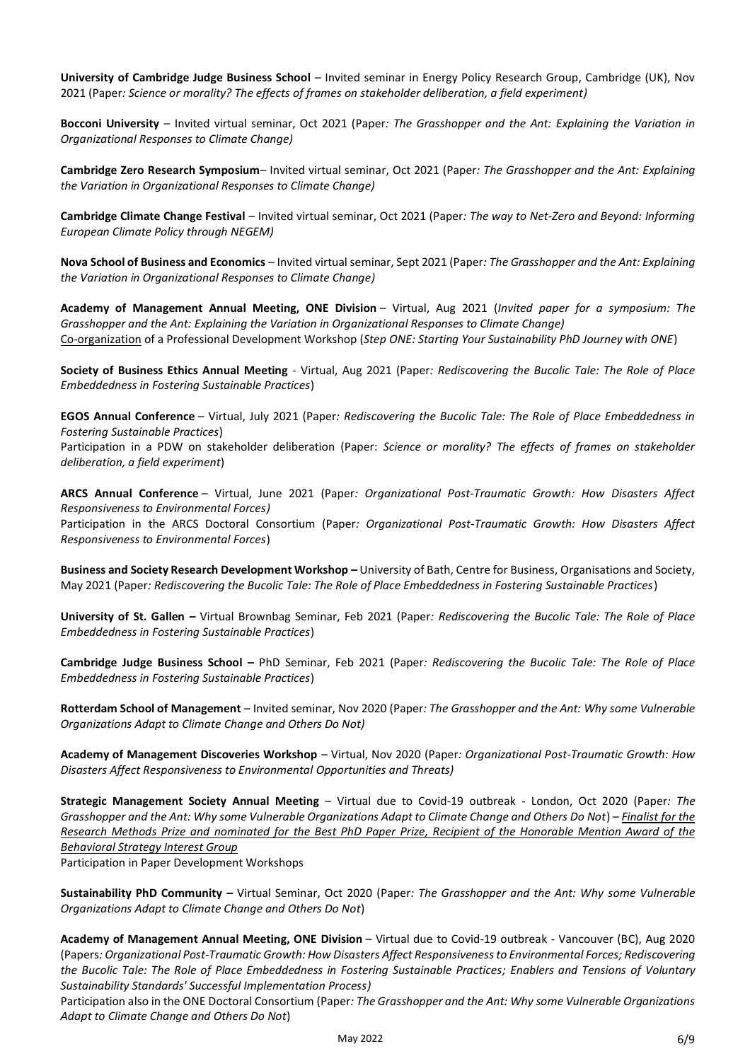**University of Cambridge Judge Business School** – Invited seminar in Energy Policy Research Group, Cambridge (UK), Nov 2021 (Paper*: Science or morality? The effects of frames on stakeholder deliberation, a field experiment)*

**Bocconi University** – Invited virtual seminar, Oct 2021 (Paper*: The Grasshopper and the Ant: Explaining the Variation in Organizational Responses to Climate Change)*

**Cambridge Zero Research Symposium**– Invited virtual seminar, Oct 2021 (Paper*: The Grasshopper and the Ant: Explaining the Variation in Organizational Responses to Climate Change)*

**Cambridge Climate Change Festival** – Invited virtual seminar, Oct 2021 (Paper*: The way to Net-Zero and Beyond: Informing European Climate Policy through NEGEM)*

**Nova School of Business and Economics** – Invited virtual seminar, Sept 2021 (Paper*: The Grasshopper and the Ant: Explaining the Variation in Organizational Responses to Climate Change)*

**Academy of Management Annual Meeting, ONE Division** – Virtual, Aug 2021 (*Invited paper for a symposium: The Grasshopper and the Ant: Explaining the Variation in Organizational Responses to Climate Change)*
<u>Co-organization</u> of a Professional Development Workshop (*Step ONE: Starting Your Sustainability PhD Journey with ONE*)

**Society of Business Ethics Annual Meeting** - Virtual, Aug 2021 (Paper*: Rediscovering the Bucolic Tale: The Role of Place Embeddedness in Fostering Sustainable Practices*)

**EGOS Annual Conference** – Virtual, July 2021 (Paper*: Rediscovering the Bucolic Tale: The Role of Place Embeddedness in Fostering Sustainable Practices*)
Participation in a PDW on stakeholder deliberation (Paper: *Science or morality? The effects of frames on stakeholder deliberation, a field experiment*)

**ARCS Annual Conference** – Virtual, June 2021 (Paper*: Organizational Post-Traumatic Growth: How Disasters Affect Responsiveness to Environmental Forces)*
Participation in the ARCS Doctoral Consortium (Paper*: Organizational Post-Traumatic Growth: How Disasters Affect Responsiveness to Environmental Forces*)

**Business and Society Research Development Workshop –** University of Bath, Centre for Business, Organisations and Society, May 2021 (Paper*: Rediscovering the Bucolic Tale: The Role of Place Embeddedness in Fostering Sustainable Practices*)

**University of St. Gallen –** Virtual Brownbag Seminar, Feb 2021 (Paper*: Rediscovering the Bucolic Tale: The Role of Place Embeddedness in Fostering Sustainable Practices*)

**Cambridge Judge Business School –** PhD Seminar, Feb 2021 (Paper*: Rediscovering the Bucolic Tale: The Role of Place Embeddedness in Fostering Sustainable Practices*)

**Rotterdam School of Management** – Invited seminar, Nov 2020 (Paper*: The Grasshopper and the Ant: Why some Vulnerable Organizations Adapt to Climate Change and Others Do Not)*

**Academy of Management Discoveries Workshop** – Virtual, Nov 2020 (Paper*: Organizational Post-Traumatic Growth: How Disasters Affect Responsiveness to Environmental Opportunities and Threats)*

**Strategic Management Society Annual Meeting** – Virtual due to Covid-19 outbreak - London, Oct 2020 (Paper*: The Grasshopper and the Ant: Why some Vulnerable Organizations Adapt to Climate Change and Others Do Not*) – <u>*Finalist for the Research Methods Prize and nominated for the Best PhD Paper Prize, Recipient of the Honorable Mention Award of the Behavioral Strategy Interest Group*</u>
Participation in Paper Development Workshops

**Sustainability PhD Community –** Virtual Seminar, Oct 2020 (Paper*: The Grasshopper and the Ant: Why some Vulnerable Organizations Adapt to Climate Change and Others Do Not*)

**Academy of Management Annual Meeting, ONE Division** – Virtual due to Covid-19 outbreak - Vancouver (BC), Aug 2020 (Papers*: Organizational Post-Traumatic Growth: How Disasters Affect Responsiveness to Environmental Forces; Rediscovering the Bucolic Tale: The Role of Place Embeddedness in Fostering Sustainable Practices; Enablers and Tensions of Voluntary Sustainability Standards' Successful Implementation Process)*
Participation also in the ONE Doctoral Consortium (Paper*: The Grasshopper and the Ant: Why some Vulnerable Organizations Adapt to Climate Change and Others Do Not*)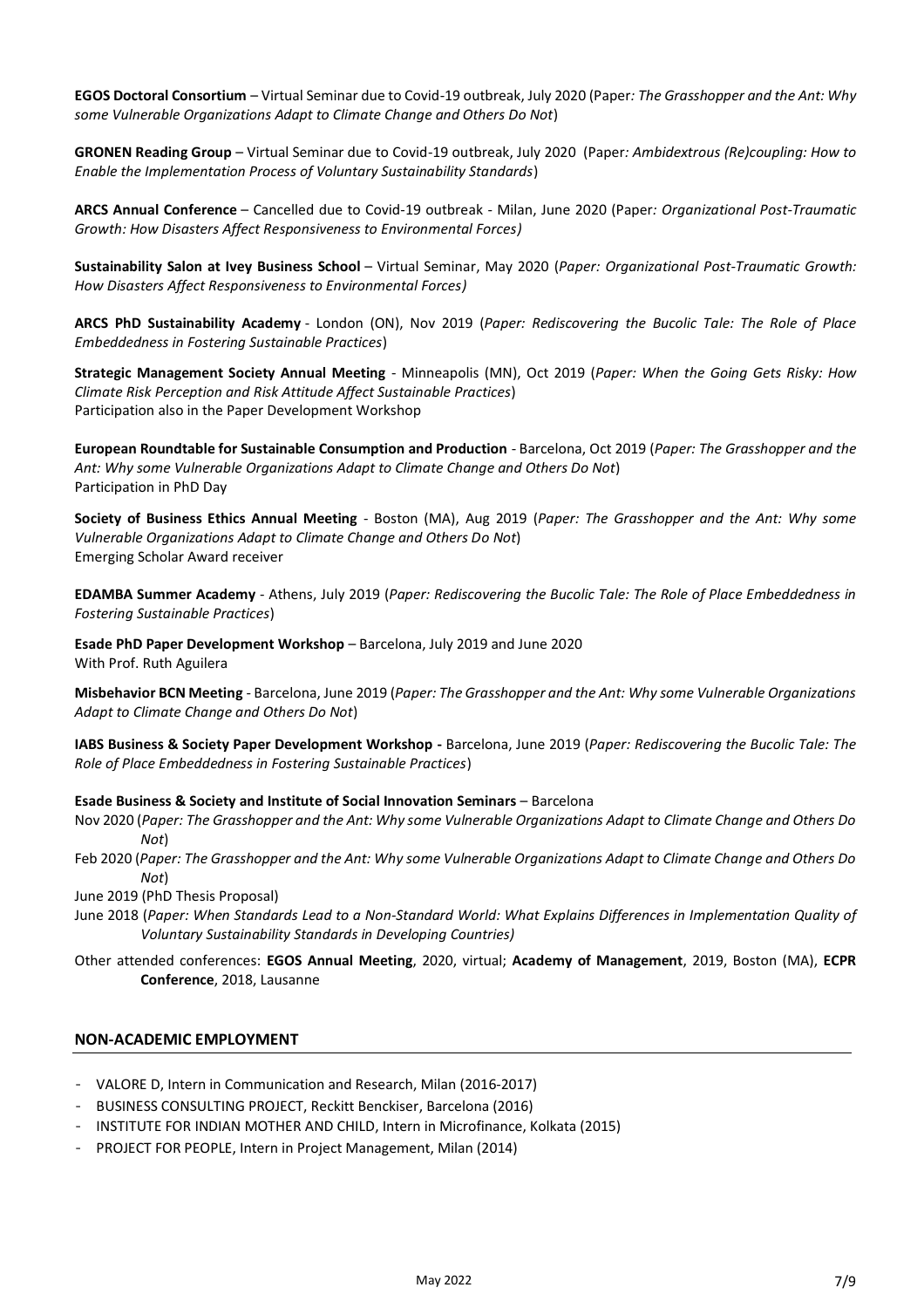**EGOS Doctoral Consortium** – Virtual Seminar due to Covid-19 outbreak, July 2020 (Paper*: The Grasshopper and the Ant: Why some Vulnerable Organizations Adapt to Climate Change and Others Do Not*)

**GRONEN Reading Group** – Virtual Seminar due to Covid-19 outbreak, July 2020 (Paper*: Ambidextrous (Re)coupling: How to Enable the Implementation Process of Voluntary Sustainability Standards*)

**ARCS Annual Conference** – Cancelled due to Covid-19 outbreak - Milan, June 2020 (Paper*: Organizational Post-Traumatic Growth: How Disasters Affect Responsiveness to Environmental Forces)*

**Sustainability Salon at Ivey Business School** – Virtual Seminar, May 2020 (*Paper: Organizational Post-Traumatic Growth: How Disasters Affect Responsiveness to Environmental Forces)*

**ARCS PhD Sustainability Academy** - London (ON), Nov 2019 (*Paper: Rediscovering the Bucolic Tale: The Role of Place Embeddedness in Fostering Sustainable Practices*)

**Strategic Management Society Annual Meeting** - Minneapolis (MN), Oct 2019 (*Paper: When the Going Gets Risky: How Climate Risk Perception and Risk Attitude Affect Sustainable Practices*)
Participation also in the Paper Development Workshop

**European Roundtable for Sustainable Consumption and Production** - Barcelona, Oct 2019 (*Paper: The Grasshopper and the Ant: Why some Vulnerable Organizations Adapt to Climate Change and Others Do Not*)
Participation in PhD Day

**Society of Business Ethics Annual Meeting** - Boston (MA), Aug 2019 (*Paper: The Grasshopper and the Ant: Why some Vulnerable Organizations Adapt to Climate Change and Others Do Not*)
Emerging Scholar Award receiver

**EDAMBA Summer Academy** - Athens, July 2019 (*Paper: Rediscovering the Bucolic Tale: The Role of Place Embeddedness in Fostering Sustainable Practices*)

**Esade PhD Paper Development Workshop** – Barcelona, July 2019 and June 2020
With Prof. Ruth Aguilera

**Misbehavior BCN Meeting** - Barcelona, June 2019 (*Paper: The Grasshopper and the Ant: Why some Vulnerable Organizations Adapt to Climate Change and Others Do Not*)

**IABS Business & Society Paper Development Workshop -** Barcelona, June 2019 (*Paper: Rediscovering the Bucolic Tale: The Role of Place Embeddedness in Fostering Sustainable Practices*)

**Esade Business & Society and Institute of Social Innovation Seminars** – Barcelona
Nov 2020 (*Paper: The Grasshopper and the Ant: Why some Vulnerable Organizations Adapt to Climate Change and Others Do Not*)
Feb 2020 (*Paper: The Grasshopper and the Ant: Why some Vulnerable Organizations Adapt to Climate Change and Others Do Not*)
June 2019 (PhD Thesis Proposal)
June 2018 (*Paper: When Standards Lead to a Non-Standard World: What Explains Differences in Implementation Quality of Voluntary Sustainability Standards in Developing Countries)*

Other attended conferences: **EGOS Annual Meeting**, 2020, virtual; **Academy of Management**, 2019, Boston (MA), **ECPR Conference**, 2018, Lausanne

## NON-ACADEMIC EMPLOYMENT

- VALORE D, Intern in Communication and Research, Milan (2016-2017)
- BUSINESS CONSULTING PROJECT, Reckitt Benckiser, Barcelona (2016)
- INSTITUTE FOR INDIAN MOTHER AND CHILD, Intern in Microfinance, Kolkata (2015)
- PROJECT FOR PEOPLE, Intern in Project Management, Milan (2014)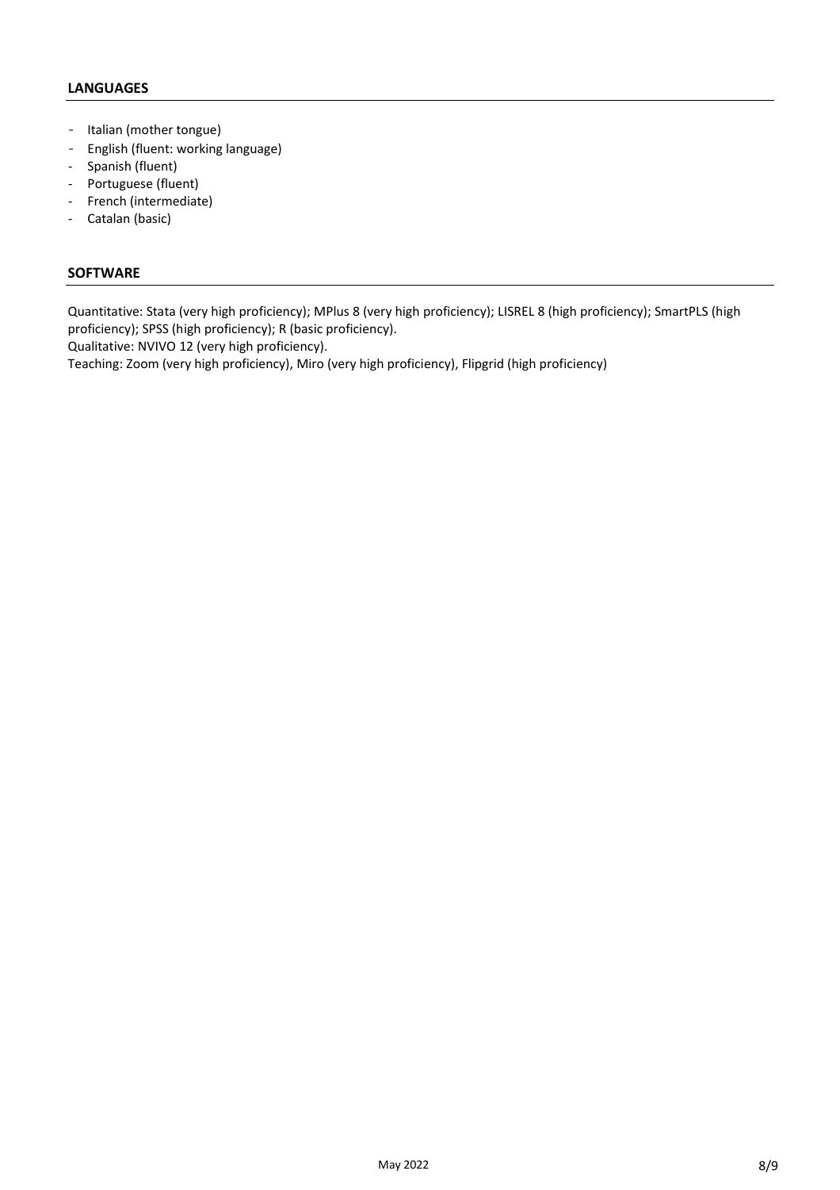## LANGUAGES

- Italian (mother tongue)
- English (fluent: working language)
- Spanish (fluent)
- Portuguese (fluent)
- French (intermediate)
- Catalan (basic)

## SOFTWARE

Quantitative: Stata (very high proficiency); MPlus 8 (very high proficiency); LISREL 8 (high proficiency); SmartPLS (high proficiency); SPSS (high proficiency); R (basic proficiency).
Qualitative: NVIVO 12 (very high proficiency).
Teaching: Zoom (very high proficiency), Miro (very high proficiency), Flipgrid (high proficiency)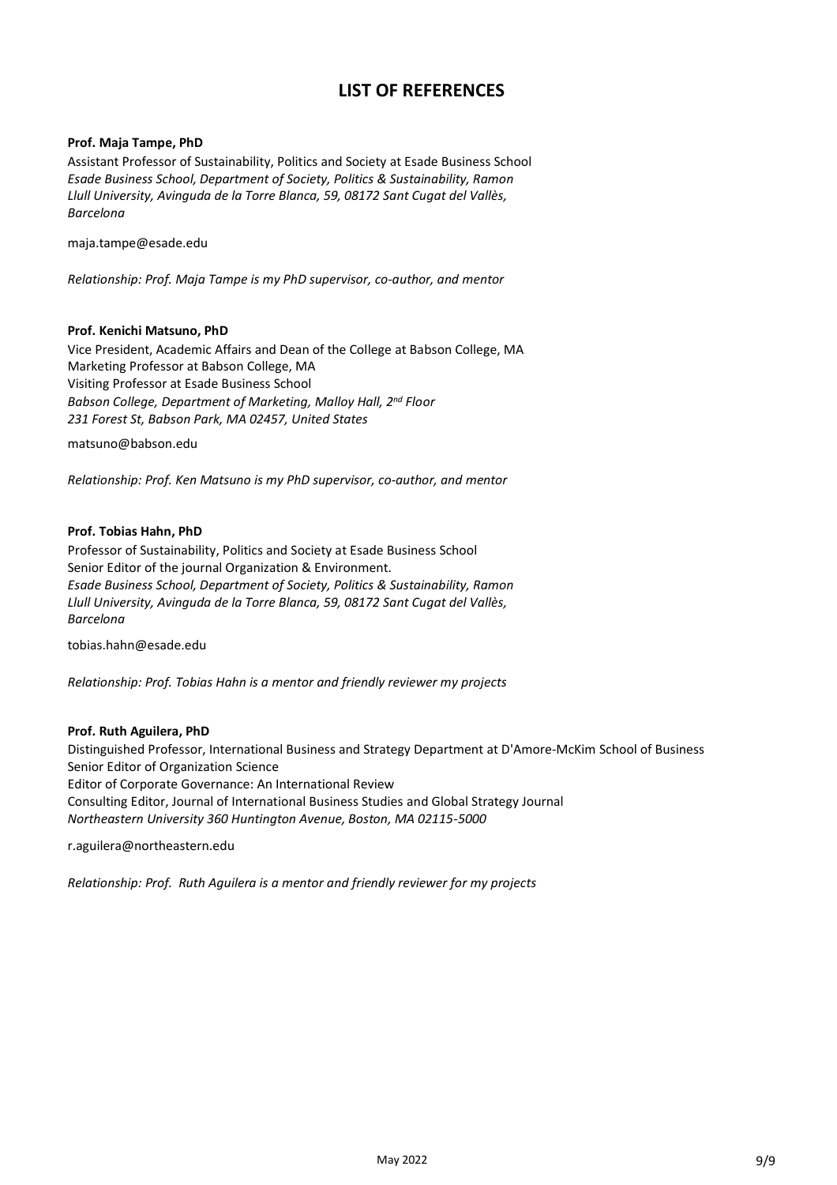# LIST OF REFERENCES

**Prof. Maja Tampe, PhD**

Assistant Professor of Sustainability, Politics and Society at Esade Business School
*Esade Business School, Department of Society, Politics & Sustainability, Ramon Llull University, Avinguda de la Torre Blanca, 59, 08172 Sant Cugat del Vallès, Barcelona*

maja.tampe@esade.edu

*Relationship: Prof. Maja Tampe is my PhD supervisor, co-author, and mentor*

**Prof. Kenichi Matsuno, PhD**

Vice President, Academic Affairs and Dean of the College at Babson College, MA
Marketing Professor at Babson College, MA
Visiting Professor at Esade Business School
*Babson College, Department of Marketing, Malloy Hall, 2nd Floor*
*231 Forest St, Babson Park, MA 02457, United States*

matsuno@babson.edu

*Relationship: Prof. Ken Matsuno is my PhD supervisor, co-author, and mentor*

**Prof. Tobias Hahn, PhD**

Professor of Sustainability, Politics and Society at Esade Business School
Senior Editor of the journal Organization & Environment.
*Esade Business School, Department of Society, Politics & Sustainability, Ramon Llull University, Avinguda de la Torre Blanca, 59, 08172 Sant Cugat del Vallès, Barcelona*

tobias.hahn@esade.edu

*Relationship: Prof. Tobias Hahn is a mentor and friendly reviewer my projects*

**Prof. Ruth Aguilera, PhD**

Distinguished Professor, International Business and Strategy Department at D'Amore-McKim School of Business
Senior Editor of Organization Science
Editor of Corporate Governance: An International Review
Consulting Editor, Journal of International Business Studies and Global Strategy Journal
*Northeastern University 360 Huntington Avenue, Boston, MA 02115-5000*

r.aguilera@northeastern.edu

*Relationship: Prof. Ruth Aguilera is a mentor and friendly reviewer for my projects*

May 2022